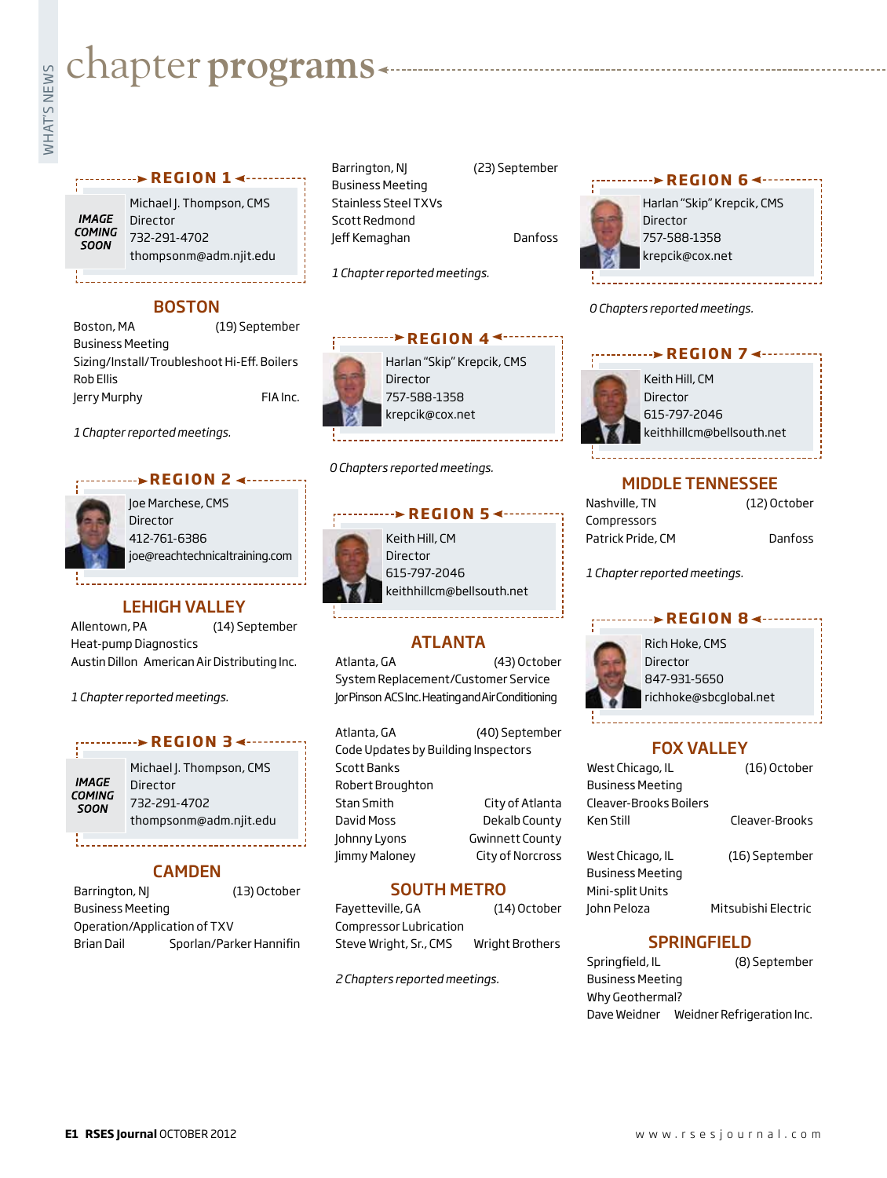# chapter programs

## REGION 1

IMAGE COMING SOON

Michael J. Thompson, CMS
Director
732-291-4702
thompsonm@adm.njit.edu

### BOSTON

Boston, MA (19) September
Business Meeting
Sizing/Install/Troubleshoot Hi-Eff. Boilers
Rob Ellis
Jerry Murphy FIA Inc.

*1 Chapter reported meetings.*

## REGION 2

Joe Marchese, CMS
Director
412-761-6386
joe@reachtechnicaltraining.com

### LEHIGH VALLEY

Allentown, PA (14) September
Heat-pump Diagnostics
Austin Dillon American Air Distributing Inc.

*1 Chapter reported meetings.*

## REGION 3

IMAGE COMING SOON

Michael J. Thompson, CMS
Director
732-291-4702
thompsonm@adm.njit.edu

### CAMDEN

Barrington, NJ (13) October
Business Meeting
Operation/Application of TXV
Brian Dail Sporlan/Parker Hannifin

Barrington, NJ (23) September
Business Meeting
Stainless Steel TXVs
Scott Redmond
Jeff Kemaghan Danfoss

*1 Chapter reported meetings.*

## REGION 4

Harlan "Skip" Krepcik, CMS
Director
757-588-1358
krepcik@cox.net

*0 Chapters reported meetings.*

## REGION 5

Keith Hill, CM
Director
615-797-2046
keithhillcm@bellsouth.net

### ATLANTA

Atlanta, GA (43) October
System Replacement/Customer Service
Jor Pinson ACS Inc. Heating and Air Conditioning

Atlanta, GA (40) September
Code Updates by Building Inspectors
Scott Banks
Robert Broughton
Stan Smith City of Atlanta
David Moss Dekalb County
Johnny Lyons Gwinnett County
Jimmy Maloney City of Norcross

### SOUTH METRO

Fayetteville, GA (14) October
Compressor Lubrication
Steve Wright, Sr., CMS Wright Brothers

*2 Chapters reported meetings.*

## REGION 6

Harlan "Skip" Krepcik, CMS
Director
757-588-1358
krepcik@cox.net

*0 Chapters reported meetings.*

## REGION 7

Keith Hill, CM
Director
615-797-2046
keithhillcm@bellsouth.net

### MIDDLE TENNESSEE

Nashville, TN (12) October
Compressors
Patrick Pride, CM Danfoss

*1 Chapter reported meetings.*

## REGION 8

Rich Hoke, CMS
Director
847-931-5650
richhoke@sbcglobal.net

### FOX VALLEY

West Chicago, IL (16) October
Business Meeting
Cleaver-Brooks Boilers
Ken Still Cleaver-Brooks

West Chicago, IL (16) September
Business Meeting
Mini-split Units
John Peloza Mitsubishi Electric

### SPRINGFIELD

Springfield, IL (8) September
Business Meeting
Why Geothermal?
Dave Weidner Weidner Refrigeration Inc.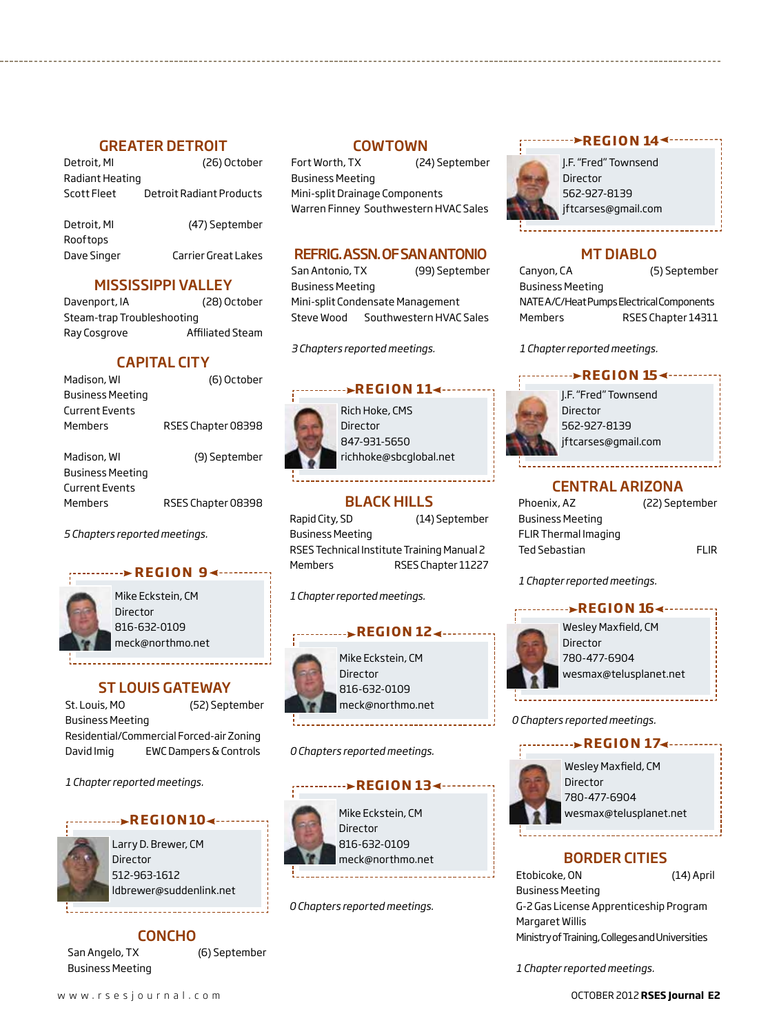## GREATER DETROIT

Detroit, MI (26) October
Radiant Heating
Scott Fleet Detroit Radiant Products

Detroit, MI (47) September
Rooftops
Dave Singer Carrier Great Lakes

## MISSISSIPPI VALLEY

Davenport, IA (28) October
Steam-trap Troubleshooting
Ray Cosgrove Affiliated Steam

## CAPITAL CITY

Madison, WI (6) October
Business Meeting
Current Events
Members RSES Chapter 08398

Madison, WI (9) September
Business Meeting
Current Events
Members RSES Chapter 08398

*5 Chapters reported meetings.*

## REGION 9

Mike Eckstein, CM
Director
816-632-0109
meck@northmo.net

## ST LOUIS GATEWAY

St. Louis, MO (52) September
Business Meeting
Residential/Commercial Forced-air Zoning
David Imig EWC Dampers & Controls

*1 Chapter reported meetings.*

## REGION 10

Larry D. Brewer, CM
Director
512-963-1612
ldbrewer@suddenlink.net

## CONCHO

San Angelo, TX (6) September
Business Meeting

## COWTOWN

Fort Worth, TX (24) September
Business Meeting
Mini-split Drainage Components
Warren Finney Southwestern HVAC Sales

## REFRIG. ASSN. OF SAN ANTONIO

San Antonio, TX (99) September
Business Meeting
Mini-split Condensate Management
Steve Wood Southwestern HVAC Sales

*3 Chapters reported meetings.*

## REGION 11

Rich Hoke, CMS
Director
847-931-5650
richhoke@sbcglobal.net

## BLACK HILLS

Rapid City, SD (14) September
Business Meeting
RSES Technical Institute Training Manual 2
Members RSES Chapter 11227

*1 Chapter reported meetings.*

## REGION 12

Mike Eckstein, CM
Director
816-632-0109
meck@northmo.net

*0 Chapters reported meetings.*

## REGION 13

Mike Eckstein, CM
Director
816-632-0109
meck@northmo.net

*0 Chapters reported meetings.*

## REGION 14

J.F. "Fred" Townsend
Director
562-927-8139
jftcarses@gmail.com

## MT DIABLO

Canyon, CA (5) September
Business Meeting
NATE A/C/Heat Pumps Electrical Components
Members RSES Chapter 14311

*1 Chapter reported meetings.*

## REGION 15

J.F. "Fred" Townsend
Director
562-927-8139
jftcarses@gmail.com

## CENTRAL ARIZONA

Phoenix, AZ (22) September
Business Meeting
FLIR Thermal Imaging
Ted Sebastian FLIR

*1 Chapter reported meetings.*

## REGION 16

Wesley Maxfield, CM
Director
780-477-6904
wesmax@telusplanet.net

*0 Chapters reported meetings.*

## REGION 17

Wesley Maxfield, CM
Director
780-477-6904
wesmax@telusplanet.net

## BORDER CITIES

Etobicoke, ON (14) April
Business Meeting
G-2 Gas License Apprenticeship Program
Margaret Willis
Ministry of Training, Colleges and Universities

*1 Chapter reported meetings.*